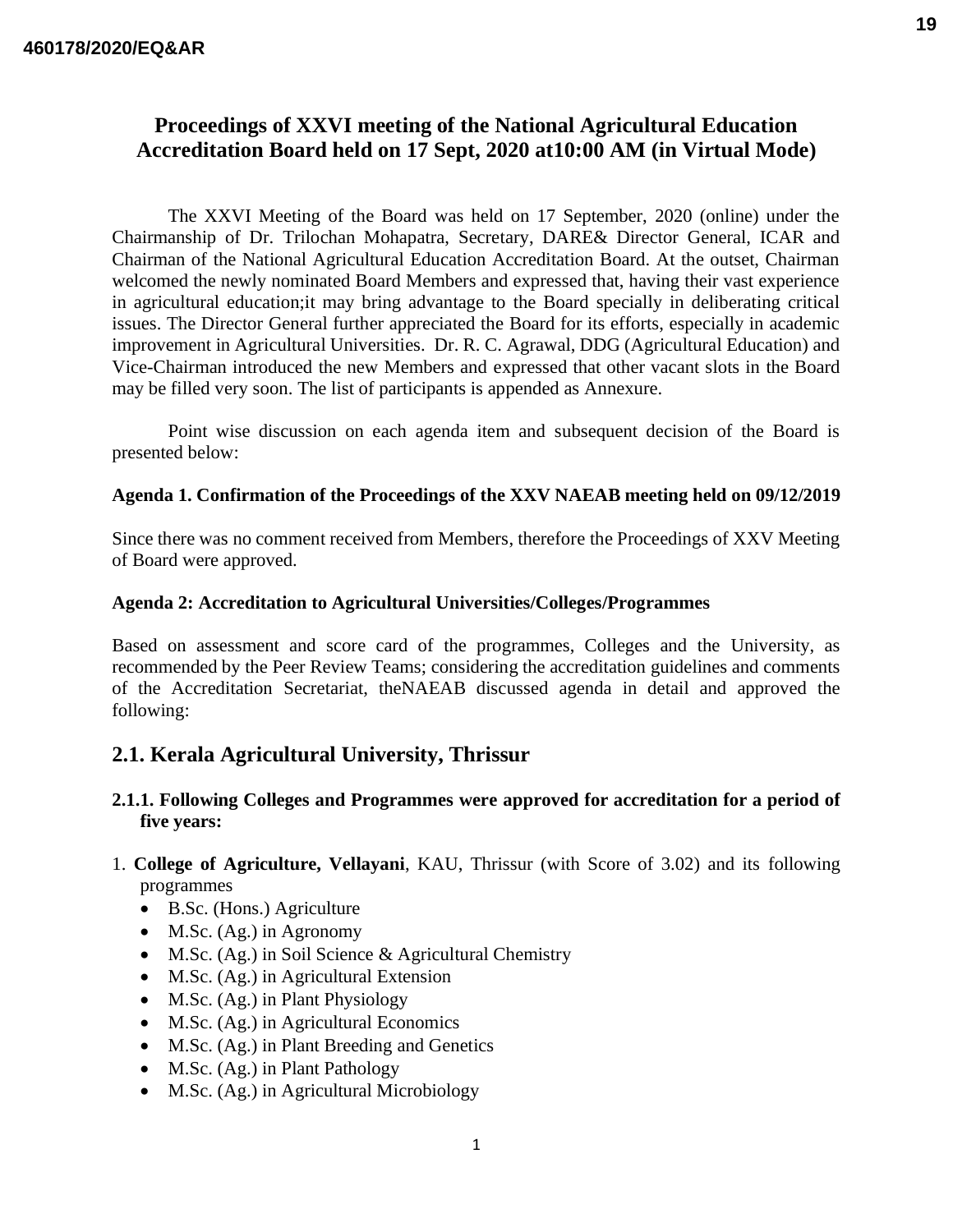# Proceedings of XXVI meeting of the National Agricultural Education Accreditation Board held on 17 Sept, 2020 at10:00 AM (in Virtual Mode)

The XXVI Meeting of the Board was held on 17 September, 2020 (online) under the Chairmanship of Dr. Trilochan Mohapatra, Secretary, DARE& Director General, ICAR and Chairman of the National Agricultural Education Accreditation Board. At the outset, Chairman welcomed the newly nominated Board Members and expressed that, having their vast experience in agricultural education;it may bring advantage to the Board specially in deliberating critical issues. The Director General further appreciated the Board for its efforts, especially in academic improvement in Agricultural Universities. Dr. R. C. Agrawal, DDG (Agricultural Education) and Vice-Chairman introduced the new Members and expressed that other vacant slots in the Board may be filled very soon. The list of participants is appended as Annexure.

Point wise discussion on each agenda item and subsequent decision of the Board is presented below:

**Agenda 1. Confirmation of the Proceedings of the XXV NAEAB meeting held on 09/12/2019**

Since there was no comment received from Members, therefore the Proceedings of XXV Meeting of Board were approved.

**Agenda 2: Accreditation to Agricultural Universities/Colleges/Programmes**

Based on assessment and score card of the programmes, Colleges and the University, as recommended by the Peer Review Teams; considering the accreditation guidelines and comments of the Accreditation Secretariat, theNAEAB discussed agenda in detail and approved the following:

## 2.1. Kerala Agricultural University, Thrissur

**2.1.1. Following Colleges and Programmes were approved for accreditation for a period of five years:**

1. **College of Agriculture, Vellayani**, KAU, Thrissur (with Score of 3.02) and its following programmes
   - B.Sc. (Hons.) Agriculture
   - M.Sc. (Ag.) in Agronomy
   - M.Sc. (Ag.) in Soil Science & Agricultural Chemistry
   - M.Sc. (Ag.) in Agricultural Extension
   - M.Sc. (Ag.) in Plant Physiology
   - M.Sc. (Ag.) in Agricultural Economics
   - M.Sc. (Ag.) in Plant Breeding and Genetics
   - M.Sc. (Ag.) in Plant Pathology
   - M.Sc. (Ag.) in Agricultural Microbiology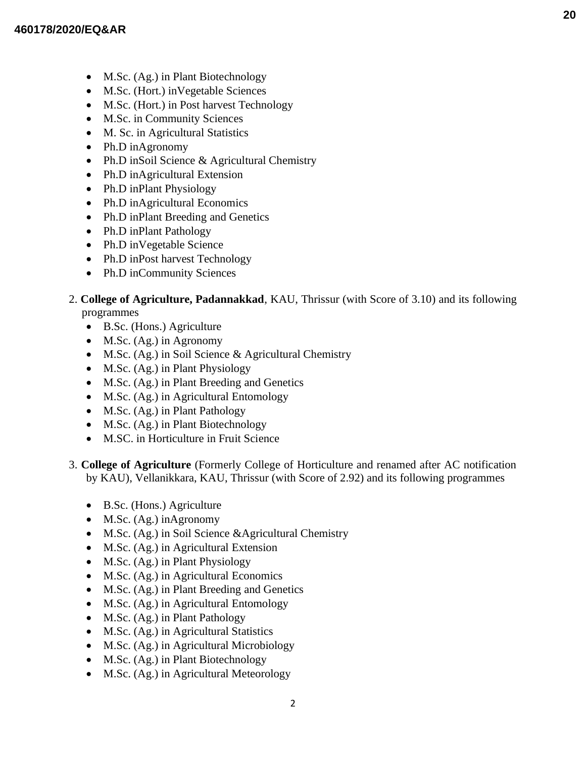- M.Sc. (Ag.) in Plant Biotechnology
- M.Sc. (Hort.) inVegetable Sciences
- M.Sc. (Hort.) in Post harvest Technology
- M.Sc. in Community Sciences
- M. Sc. in Agricultural Statistics
- Ph.D inAgronomy
- Ph.D inSoil Science & Agricultural Chemistry
- Ph.D inAgricultural Extension
- Ph.D inPlant Physiology
- Ph.D inAgricultural Economics
- Ph.D inPlant Breeding and Genetics
- Ph.D inPlant Pathology
- Ph.D inVegetable Science
- Ph.D inPost harvest Technology
- Ph.D inCommunity Sciences

2. **College of Agriculture, Padannakkad**, KAU, Thrissur (with Score of 3.10) and its following programmes
   - B.Sc. (Hons.) Agriculture
   - M.Sc. (Ag.) in Agronomy
   - M.Sc. (Ag.) in Soil Science & Agricultural Chemistry
   - M.Sc. (Ag.) in Plant Physiology
   - M.Sc. (Ag.) in Plant Breeding and Genetics
   - M.Sc. (Ag.) in Agricultural Entomology
   - M.Sc. (Ag.) in Plant Pathology
   - M.Sc. (Ag.) in Plant Biotechnology
   - M.SC. in Horticulture in Fruit Science

3. **College of Agriculture** (Formerly College of Horticulture and renamed after AC notification by KAU), Vellanikkara, KAU, Thrissur (with Score of 2.92) and its following programmes
   - B.Sc. (Hons.) Agriculture
   - M.Sc. (Ag.) inAgronomy
   - M.Sc. (Ag.) in Soil Science &Agricultural Chemistry
   - M.Sc. (Ag.) in Agricultural Extension
   - M.Sc. (Ag.) in Plant Physiology
   - M.Sc. (Ag.) in Agricultural Economics
   - M.Sc. (Ag.) in Plant Breeding and Genetics
   - M.Sc. (Ag.) in Agricultural Entomology
   - M.Sc. (Ag.) in Plant Pathology
   - M.Sc. (Ag.) in Agricultural Statistics
   - M.Sc. (Ag.) in Agricultural Microbiology
   - M.Sc. (Ag.) in Plant Biotechnology
   - M.Sc. (Ag.) in Agricultural Meteorology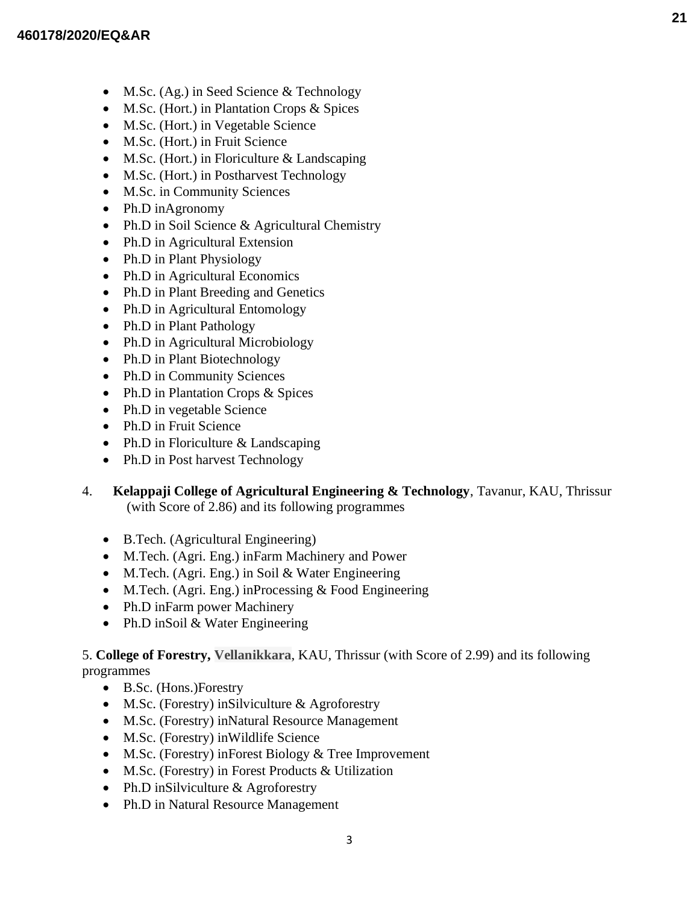- M.Sc. (Ag.) in Seed Science & Technology
- M.Sc. (Hort.) in Plantation Crops & Spices
- M.Sc. (Hort.) in Vegetable Science
- M.Sc. (Hort.) in Fruit Science
- M.Sc. (Hort.) in Floriculture & Landscaping
- M.Sc. (Hort.) in Postharvest Technology
- M.Sc. in Community Sciences
- Ph.D inAgronomy
- Ph.D in Soil Science & Agricultural Chemistry
- Ph.D in Agricultural Extension
- Ph.D in Plant Physiology
- Ph.D in Agricultural Economics
- Ph.D in Plant Breeding and Genetics
- Ph.D in Agricultural Entomology
- Ph.D in Plant Pathology
- Ph.D in Agricultural Microbiology
- Ph.D in Plant Biotechnology
- Ph.D in Community Sciences
- Ph.D in Plantation Crops & Spices
- Ph.D in vegetable Science
- Ph.D in Fruit Science
- Ph.D in Floriculture & Landscaping
- Ph.D in Post harvest Technology

4. **Kelappaji College of Agricultural Engineering & Technology**, Tavanur, KAU, Thrissur (with Score of 2.86) and its following programmes

- B.Tech. (Agricultural Engineering)
- M.Tech. (Agri. Eng.) inFarm Machinery and Power
- M.Tech. (Agri. Eng.) in Soil & Water Engineering
- M.Tech. (Agri. Eng.) inProcessing & Food Engineering
- Ph.D inFarm power Machinery
- Ph.D inSoil & Water Engineering

5. **College of Forestry, Vellanikkara**, KAU, Thrissur (with Score of 2.99) and its following programmes

- B.Sc. (Hons.)Forestry
- M.Sc. (Forestry) inSilviculture & Agroforestry
- M.Sc. (Forestry) inNatural Resource Management
- M.Sc. (Forestry) inWildlife Science
- M.Sc. (Forestry) inForest Biology & Tree Improvement
- M.Sc. (Forestry) in Forest Products & Utilization
- Ph.D inSilviculture & Agroforestry
- Ph.D in Natural Resource Management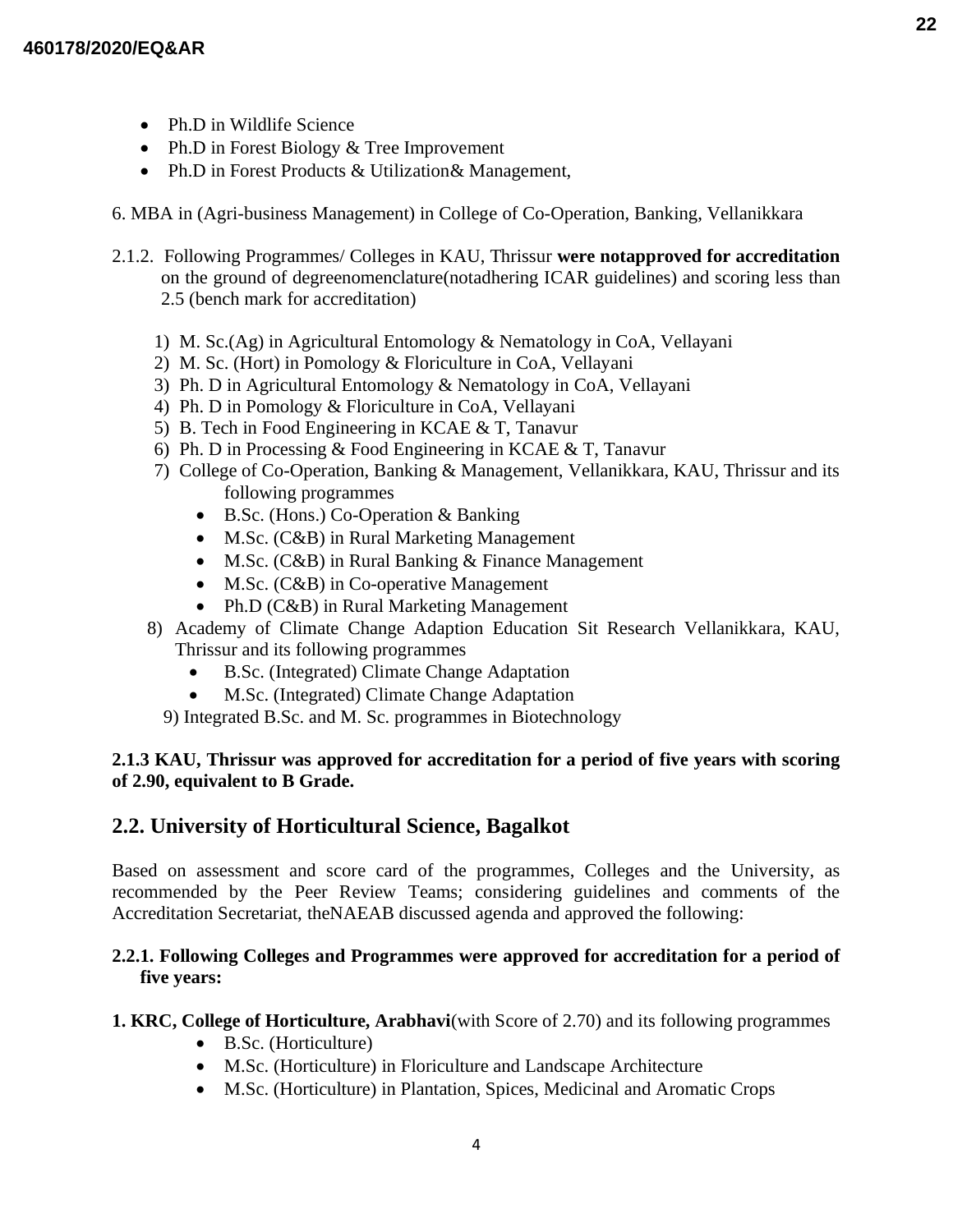- Ph.D in Wildlife Science
- Ph.D in Forest Biology & Tree Improvement
- Ph.D in Forest Products & Utilization& Management,

6. MBA in (Agri-business Management) in College of Co-Operation, Banking, Vellanikkara

2.1.2. Following Programmes/ Colleges in KAU, Thrissur **were notapproved for accreditation** on the ground of degreenomenclature(notadhering ICAR guidelines) and scoring less than 2.5 (bench mark for accreditation)

1) M. Sc.(Ag) in Agricultural Entomology & Nematology in CoA, Vellayani
2) M. Sc. (Hort) in Pomology & Floriculture in CoA, Vellayani
3) Ph. D in Agricultural Entomology & Nematology in CoA, Vellayani
4) Ph. D in Pomology & Floriculture in CoA, Vellayani
5) B. Tech in Food Engineering in KCAE & T, Tanavur
6) Ph. D in Processing & Food Engineering in KCAE & T, Tanavur
7) College of Co-Operation, Banking & Management, Vellanikkara, KAU, Thrissur and its following programmes
   - B.Sc. (Hons.) Co-Operation & Banking
   - M.Sc. (C&B) in Rural Marketing Management
   - M.Sc. (C&B) in Rural Banking & Finance Management
   - M.Sc. (C&B) in Co-operative Management
   - Ph.D (C&B) in Rural Marketing Management
8) Academy of Climate Change Adaption Education Sit Research Vellanikkara, KAU, Thrissur and its following programmes
   - B.Sc. (Integrated) Climate Change Adaptation
   - M.Sc. (Integrated) Climate Change Adaptation
9) Integrated B.Sc. and M. Sc. programmes in Biotechnology

**2.1.3 KAU, Thrissur was approved for accreditation for a period of five years with scoring of 2.90, equivalent to B Grade.**

## 2.2. University of Horticultural Science, Bagalkot

Based on assessment and score card of the programmes, Colleges and the University, as recommended by the Peer Review Teams; considering guidelines and comments of the Accreditation Secretariat, theNAEAB discussed agenda and approved the following:

**2.2.1. Following Colleges and Programmes were approved for accreditation for a period of five years:**

**1. KRC, College of Horticulture, Arabhavi**(with Score of 2.70) and its following programmes

- B.Sc. (Horticulture)
- M.Sc. (Horticulture) in Floriculture and Landscape Architecture
- M.Sc. (Horticulture) in Plantation, Spices, Medicinal and Aromatic Crops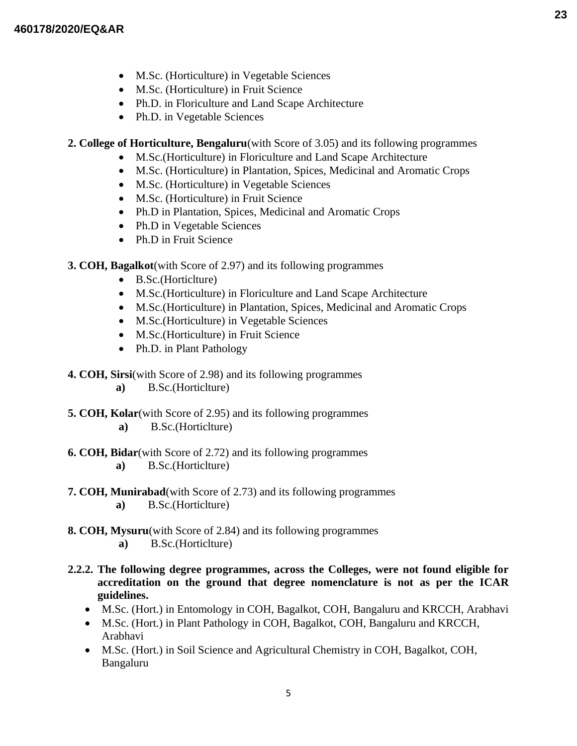- M.Sc. (Horticulture) in Vegetable Sciences
- M.Sc. (Horticulture) in Fruit Science
- Ph.D. in Floriculture and Land Scape Architecture
- Ph.D. in Vegetable Sciences

**2. College of Horticulture, Bengaluru**(with Score of 3.05) and its following programmes

- M.Sc.(Horticulture) in Floriculture and Land Scape Architecture
- M.Sc. (Horticulture) in Plantation, Spices, Medicinal and Aromatic Crops
- M.Sc. (Horticulture) in Vegetable Sciences
- M.Sc. (Horticulture) in Fruit Science
- Ph.D in Plantation, Spices, Medicinal and Aromatic Crops
- Ph.D in Vegetable Sciences
- Ph.D in Fruit Science

**3. COH, Bagalkot**(with Score of 2.97) and its following programmes

- B.Sc.(Horticlture)
- M.Sc.(Horticulture) in Floriculture and Land Scape Architecture
- M.Sc.(Horticulture) in Plantation, Spices, Medicinal and Aromatic Crops
- M.Sc.(Horticulture) in Vegetable Sciences
- M.Sc.(Horticulture) in Fruit Science
- Ph.D. in Plant Pathology

**4. COH, Sirsi**(with Score of 2.98) and its following programmes

**a)** B.Sc.(Horticlture)

**5. COH, Kolar**(with Score of 2.95) and its following programmes

**a)** B.Sc.(Horticlture)

**6. COH, Bidar**(with Score of 2.72) and its following programmes

**a)** B.Sc.(Horticlture)

**7. COH, Munirabad**(with Score of 2.73) and its following programmes

**a)** B.Sc.(Horticlture)

**8. COH, Mysuru**(with Score of 2.84) and its following programmes

**a)** B.Sc.(Horticlture)

**2.2.2. The following degree programmes, across the Colleges, were not found eligible for accreditation on the ground that degree nomenclature is not as per the ICAR guidelines.**

- M.Sc. (Hort.) in Entomology in COH, Bagalkot, COH, Bangaluru and KRCCH, Arabhavi
- M.Sc. (Hort.) in Plant Pathology in COH, Bagalkot, COH, Bangaluru and KRCCH, Arabhavi
- M.Sc. (Hort.) in Soil Science and Agricultural Chemistry in COH, Bagalkot, COH, Bangaluru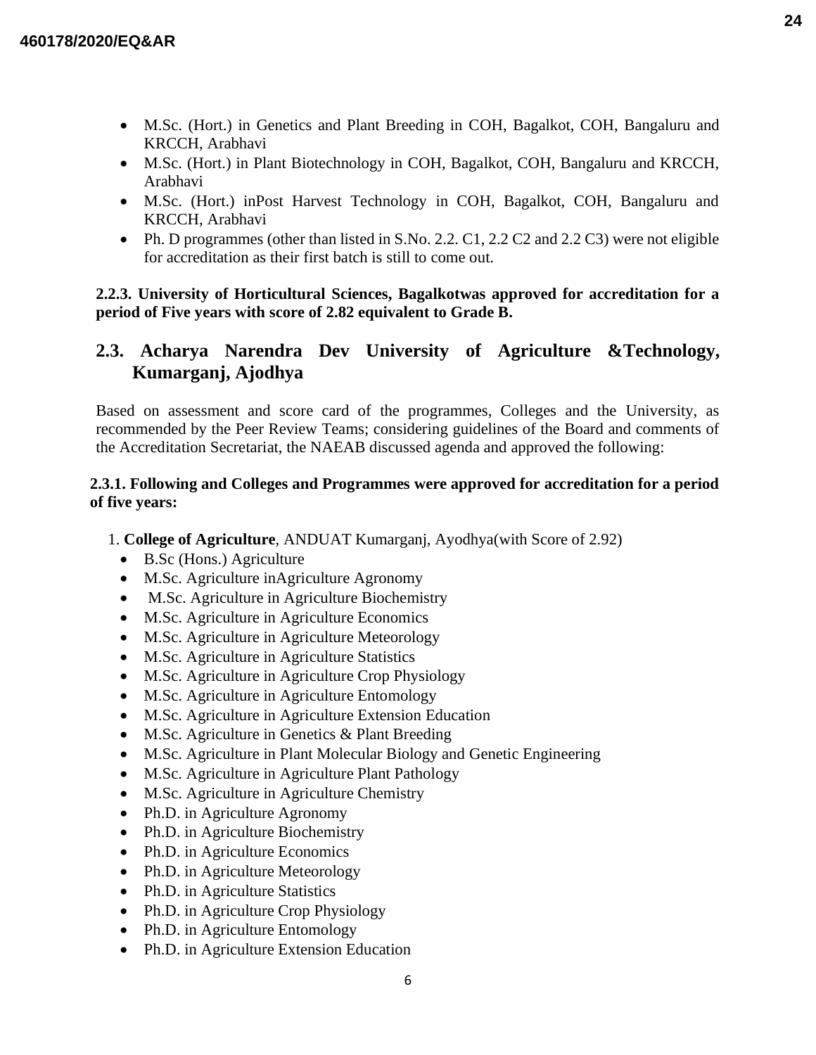- M.Sc. (Hort.) in Genetics and Plant Breeding in COH, Bagalkot, COH, Bangaluru and KRCCH, Arabhavi
- M.Sc. (Hort.) in Plant Biotechnology in COH, Bagalkot, COH, Bangaluru and KRCCH, Arabhavi
- M.Sc. (Hort.) inPost Harvest Technology in COH, Bagalkot, COH, Bangaluru and KRCCH, Arabhavi
- Ph. D programmes (other than listed in S.No. 2.2. C1, 2.2 C2 and 2.2 C3) were not eligible for accreditation as their first batch is still to come out.

**2.2.3. University of Horticultural Sciences, Bagalkotwas approved for accreditation for a period of Five years with score of 2.82 equivalent to Grade B.**

## 2.3. Acharya Narendra Dev University of Agriculture &Technology, Kumarganj, Ajodhya

Based on assessment and score card of the programmes, Colleges and the University, as recommended by the Peer Review Teams; considering guidelines of the Board and comments of the Accreditation Secretariat, the NAEAB discussed agenda and approved the following:

**2.3.1. Following and Colleges and Programmes were approved for accreditation for a period of five years:**

1. **College of Agriculture**, ANDUAT Kumarganj, Ayodhya(with Score of 2.92)
   - B.Sc (Hons.) Agriculture
   - M.Sc. Agriculture inAgriculture Agronomy
   - M.Sc. Agriculture in Agriculture Biochemistry
   - M.Sc. Agriculture in Agriculture Economics
   - M.Sc. Agriculture in Agriculture Meteorology
   - M.Sc. Agriculture in Agriculture Statistics
   - M.Sc. Agriculture in Agriculture Crop Physiology
   - M.Sc. Agriculture in Agriculture Entomology
   - M.Sc. Agriculture in Agriculture Extension Education
   - M.Sc. Agriculture in Genetics & Plant Breeding
   - M.Sc. Agriculture in Plant Molecular Biology and Genetic Engineering
   - M.Sc. Agriculture in Agriculture Plant Pathology
   - M.Sc. Agriculture in Agriculture Chemistry
   - Ph.D. in Agriculture Agronomy
   - Ph.D. in Agriculture Biochemistry
   - Ph.D. in Agriculture Economics
   - Ph.D. in Agriculture Meteorology
   - Ph.D. in Agriculture Statistics
   - Ph.D. in Agriculture Crop Physiology
   - Ph.D. in Agriculture Entomology
   - Ph.D. in Agriculture Extension Education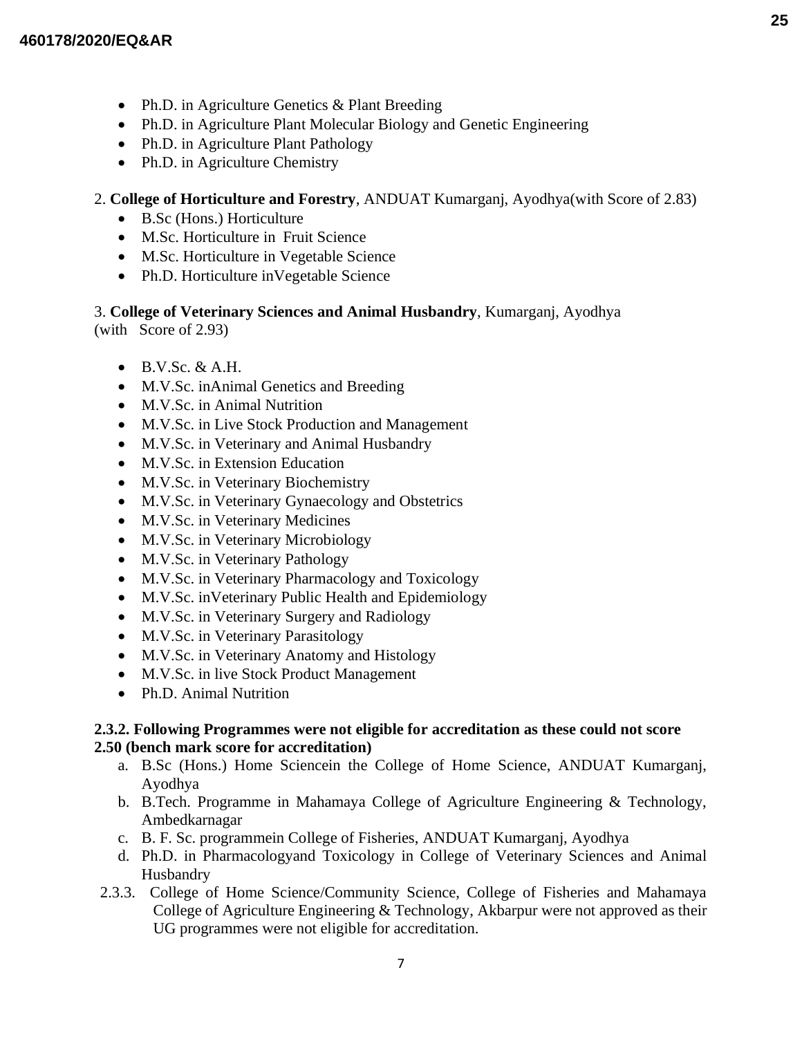- Ph.D. in Agriculture Genetics & Plant Breeding
- Ph.D. in Agriculture Plant Molecular Biology and Genetic Engineering
- Ph.D. in Agriculture Plant Pathology
- Ph.D. in Agriculture Chemistry

2. **College of Horticulture and Forestry**, ANDUAT Kumarganj, Ayodhya(with Score of 2.83)
   - B.Sc (Hons.) Horticulture
   - M.Sc. Horticulture in Fruit Science
   - M.Sc. Horticulture in Vegetable Science
   - Ph.D. Horticulture inVegetable Science

3. **College of Veterinary Sciences and Animal Husbandry**, Kumarganj, Ayodhya (with Score of 2.93)

   - B.V.Sc. & A.H.
   - M.V.Sc. inAnimal Genetics and Breeding
   - M.V.Sc. in Animal Nutrition
   - M.V.Sc. in Live Stock Production and Management
   - M.V.Sc. in Veterinary and Animal Husbandry
   - M.V.Sc. in Extension Education
   - M.V.Sc. in Veterinary Biochemistry
   - M.V.Sc. in Veterinary Gynaecology and Obstetrics
   - M.V.Sc. in Veterinary Medicines
   - M.V.Sc. in Veterinary Microbiology
   - M.V.Sc. in Veterinary Pathology
   - M.V.Sc. in Veterinary Pharmacology and Toxicology
   - M.V.Sc. inVeterinary Public Health and Epidemiology
   - M.V.Sc. in Veterinary Surgery and Radiology
   - M.V.Sc. in Veterinary Parasitology
   - M.V.Sc. in Veterinary Anatomy and Histology
   - M.V.Sc. in live Stock Product Management
   - Ph.D. Animal Nutrition

**2.3.2. Following Programmes were not eligible for accreditation as these could not score 2.50 (bench mark score for accreditation)**

a. B.Sc (Hons.) Home Sciencein the College of Home Science, ANDUAT Kumarganj, Ayodhya
b. B.Tech. Programme in Mahamaya College of Agriculture Engineering & Technology, Ambedkarnagar
c. B. F. Sc. programmein College of Fisheries, ANDUAT Kumarganj, Ayodhya
d. Ph.D. in Pharmacologyand Toxicology in College of Veterinary Sciences and Animal Husbandry

2.3.3. College of Home Science/Community Science, College of Fisheries and Mahamaya College of Agriculture Engineering & Technology, Akbarpur were not approved as their UG programmes were not eligible for accreditation.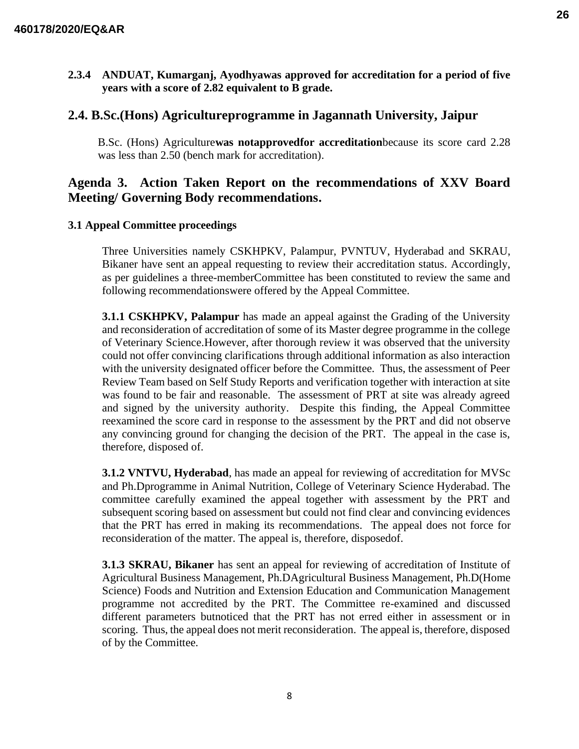**2.3.4 ANDUAT, Kumarganj, Ayodhyawas approved for accreditation for a period of five years with a score of 2.82 equivalent to B grade.**

## 2.4. B.Sc.(Hons) Agricultureprogramme in Jagannath University, Jaipur

B.Sc. (Hons) Agriculture**was notapprovedfor accreditation**because its score card 2.28 was less than 2.50 (bench mark for accreditation).

## Agenda 3. Action Taken Report on the recommendations of XXV Board Meeting/ Governing Body recommendations.

### 3.1 Appeal Committee proceedings

Three Universities namely CSKHPKV, Palampur, PVNTUV, Hyderabad and SKRAU, Bikaner have sent an appeal requesting to review their accreditation status. Accordingly, as per guidelines a three-memberCommittee has been constituted to review the same and following recommendationswere offered by the Appeal Committee.

**3.1.1 CSKHPKV, Palampur** has made an appeal against the Grading of the University and reconsideration of accreditation of some of its Master degree programme in the college of Veterinary Science.However, after thorough review it was observed that the university could not offer convincing clarifications through additional information as also interaction with the university designated officer before the Committee. Thus, the assessment of Peer Review Team based on Self Study Reports and verification together with interaction at site was found to be fair and reasonable. The assessment of PRT at site was already agreed and signed by the university authority. Despite this finding, the Appeal Committee reexamined the score card in response to the assessment by the PRT and did not observe any convincing ground for changing the decision of the PRT. The appeal in the case is, therefore, disposed of.

**3.1.2 VNTVU, Hyderabad**, has made an appeal for reviewing of accreditation for MVSc and Ph.Dprogramme in Animal Nutrition, College of Veterinary Science Hyderabad. The committee carefully examined the appeal together with assessment by the PRT and subsequent scoring based on assessment but could not find clear and convincing evidences that the PRT has erred in making its recommendations. The appeal does not force for reconsideration of the matter. The appeal is, therefore, disposedof.

**3.1.3 SKRAU, Bikaner** has sent an appeal for reviewing of accreditation of Institute of Agricultural Business Management, Ph.DAgricultural Business Management, Ph.D(Home Science) Foods and Nutrition and Extension Education and Communication Management programme not accredited by the PRT. The Committee re-examined and discussed different parameters butnoticed that the PRT has not erred either in assessment or in scoring. Thus, the appeal does not merit reconsideration. The appeal is, therefore, disposed of by the Committee.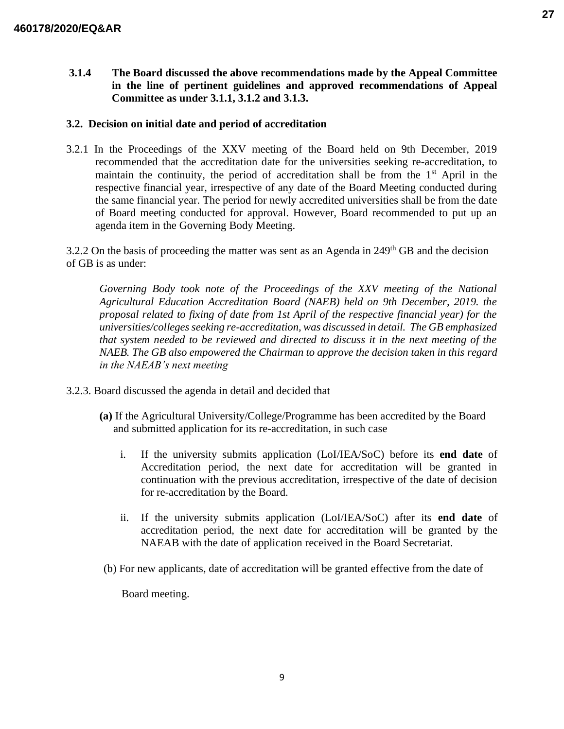**3.1.4 The Board discussed the above recommendations made by the Appeal Committee in the line of pertinent guidelines and approved recommendations of Appeal Committee as under 3.1.1, 3.1.2 and 3.1.3.**

**3.2. Decision on initial date and period of accreditation**

3.2.1 In the Proceedings of the XXV meeting of the Board held on 9th December, 2019 recommended that the accreditation date for the universities seeking re-accreditation, to maintain the continuity, the period of accreditation shall be from the 1st April in the respective financial year, irrespective of any date of the Board Meeting conducted during the same financial year. The period for newly accredited universities shall be from the date of Board meeting conducted for approval. However, Board recommended to put up an agenda item in the Governing Body Meeting.

3.2.2 On the basis of proceeding the matter was sent as an Agenda in 249th GB and the decision of GB is as under:

*Governing Body took note of the Proceedings of the XXV meeting of the National Agricultural Education Accreditation Board (NAEB) held on 9th December, 2019. the proposal related to fixing of date from 1st April of the respective financial year) for the universities/colleges seeking re-accreditation, was discussed in detail. The GB emphasized that system needed to be reviewed and directed to discuss it in the next meeting of the NAEB. The GB also empowered the Chairman to approve the decision taken in this regard in the NAEAB's next meeting*

3.2.3. Board discussed the agenda in detail and decided that

**(a)** If the Agricultural University/College/Programme has been accredited by the Board and submitted application for its re-accreditation, in such case

i. If the university submits application (LoI/IEA/SoC) before its **end date** of Accreditation period, the next date for accreditation will be granted in continuation with the previous accreditation, irrespective of the date of decision for re-accreditation by the Board.

ii. If the university submits application (LoI/IEA/SoC) after its **end date** of accreditation period, the next date for accreditation will be granted by the NAEAB with the date of application received in the Board Secretariat.

(b) For new applicants, date of accreditation will be granted effective from the date of Board meeting.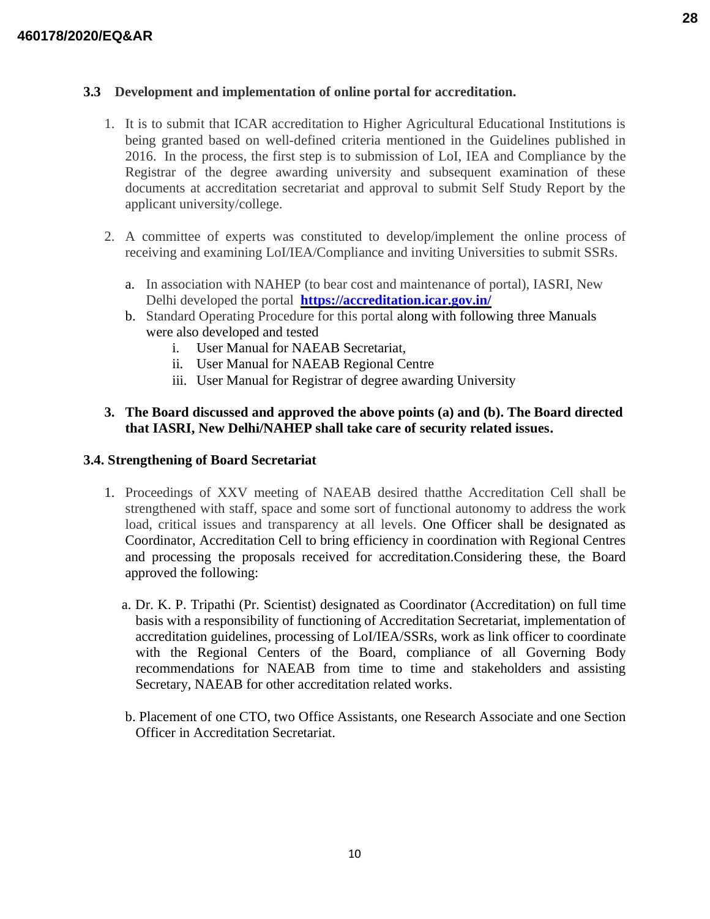### 3.3 Development and implementation of online portal for accreditation.

1. It is to submit that ICAR accreditation to Higher Agricultural Educational Institutions is being granted based on well-defined criteria mentioned in the Guidelines published in 2016. In the process, the first step is to submission of LoI, IEA and Compliance by the Registrar of the degree awarding university and subsequent examination of these documents at accreditation secretariat and approval to submit Self Study Report by the applicant university/college.

2. A committee of experts was constituted to develop/implement the online process of receiving and examining LoI/IEA/Compliance and inviting Universities to submit SSRs.

   a. In association with NAHEP (to bear cost and maintenance of portal), IASRI, New Delhi developed the portal **https://accreditation.icar.gov.in/**
   
   b. Standard Operating Procedure for this portal along with following three Manuals were also developed and tested
      i. User Manual for NAEAB Secretariat,
      ii. User Manual for NAEAB Regional Centre
      iii. User Manual for Registrar of degree awarding University

3. **The Board discussed and approved the above points (a) and (b). The Board directed that IASRI, New Delhi/NAHEP shall take care of security related issues.**

### 3.4. Strengthening of Board Secretariat

1. Proceedings of XXV meeting of NAEAB desired thatthe Accreditation Cell shall be strengthened with staff, space and some sort of functional autonomy to address the work load, critical issues and transparency at all levels. One Officer shall be designated as Coordinator, Accreditation Cell to bring efficiency in coordination with Regional Centres and processing the proposals received for accreditation.Considering these, the Board approved the following:

   a. Dr. K. P. Tripathi (Pr. Scientist) designated as Coordinator (Accreditation) on full time basis with a responsibility of functioning of Accreditation Secretariat, implementation of accreditation guidelines, processing of LoI/IEA/SSRs, work as link officer to coordinate with the Regional Centers of the Board, compliance of all Governing Body recommendations for NAEAB from time to time and stakeholders and assisting Secretary, NAEAB for other accreditation related works.

   b. Placement of one CTO, two Office Assistants, one Research Associate and one Section Officer in Accreditation Secretariat.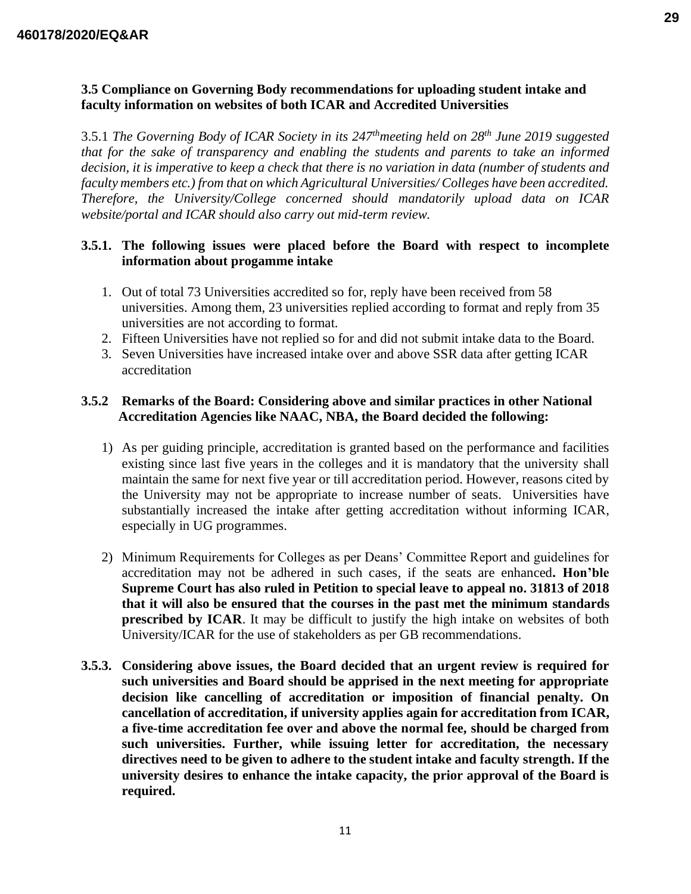### 3.5 Compliance on Governing Body recommendations for uploading student intake and faculty information on websites of both ICAR and Accredited Universities

3.5.1 *The Governing Body of ICAR Society in its 247th meeting held on 28th June 2019 suggested that for the sake of transparency and enabling the students and parents to take an informed decision, it is imperative to keep a check that there is no variation in data (number of students and faculty members etc.) from that on which Agricultural Universities/ Colleges have been accredited. Therefore, the University/College concerned should mandatorily upload data on ICAR website/portal and ICAR should also carry out mid-term review.*

**3.5.1. The following issues were placed before the Board with respect to incomplete information about progamme intake**

1. Out of total 73 Universities accredited so for, reply have been received from 58 universities. Among them, 23 universities replied according to format and reply from 35 universities are not according to format.
2. Fifteen Universities have not replied so for and did not submit intake data to the Board.
3. Seven Universities have increased intake over and above SSR data after getting ICAR accreditation

**3.5.2 Remarks of the Board: Considering above and similar practices in other National Accreditation Agencies like NAAC, NBA, the Board decided the following:**

1) As per guiding principle, accreditation is granted based on the performance and facilities existing since last five years in the colleges and it is mandatory that the university shall maintain the same for next five year or till accreditation period. However, reasons cited by the University may not be appropriate to increase number of seats. Universities have substantially increased the intake after getting accreditation without informing ICAR, especially in UG programmes.

2) Minimum Requirements for Colleges as per Deans' Committee Report and guidelines for accreditation may not be adhered in such cases, if the seats are enhanced**. Hon'ble Supreme Court has also ruled in Petition to special leave to appeal no. 31813 of 2018 that it will also be ensured that the courses in the past met the minimum standards prescribed by ICAR**. It may be difficult to justify the high intake on websites of both University/ICAR for the use of stakeholders as per GB recommendations.

**3.5.3. Considering above issues, the Board decided that an urgent review is required for such universities and Board should be apprised in the next meeting for appropriate decision like cancelling of accreditation or imposition of financial penalty. On cancellation of accreditation, if university applies again for accreditation from ICAR, a five-time accreditation fee over and above the normal fee, should be charged from such universities. Further, while issuing letter for accreditation, the necessary directives need to be given to adhere to the student intake and faculty strength. If the university desires to enhance the intake capacity, the prior approval of the Board is required.**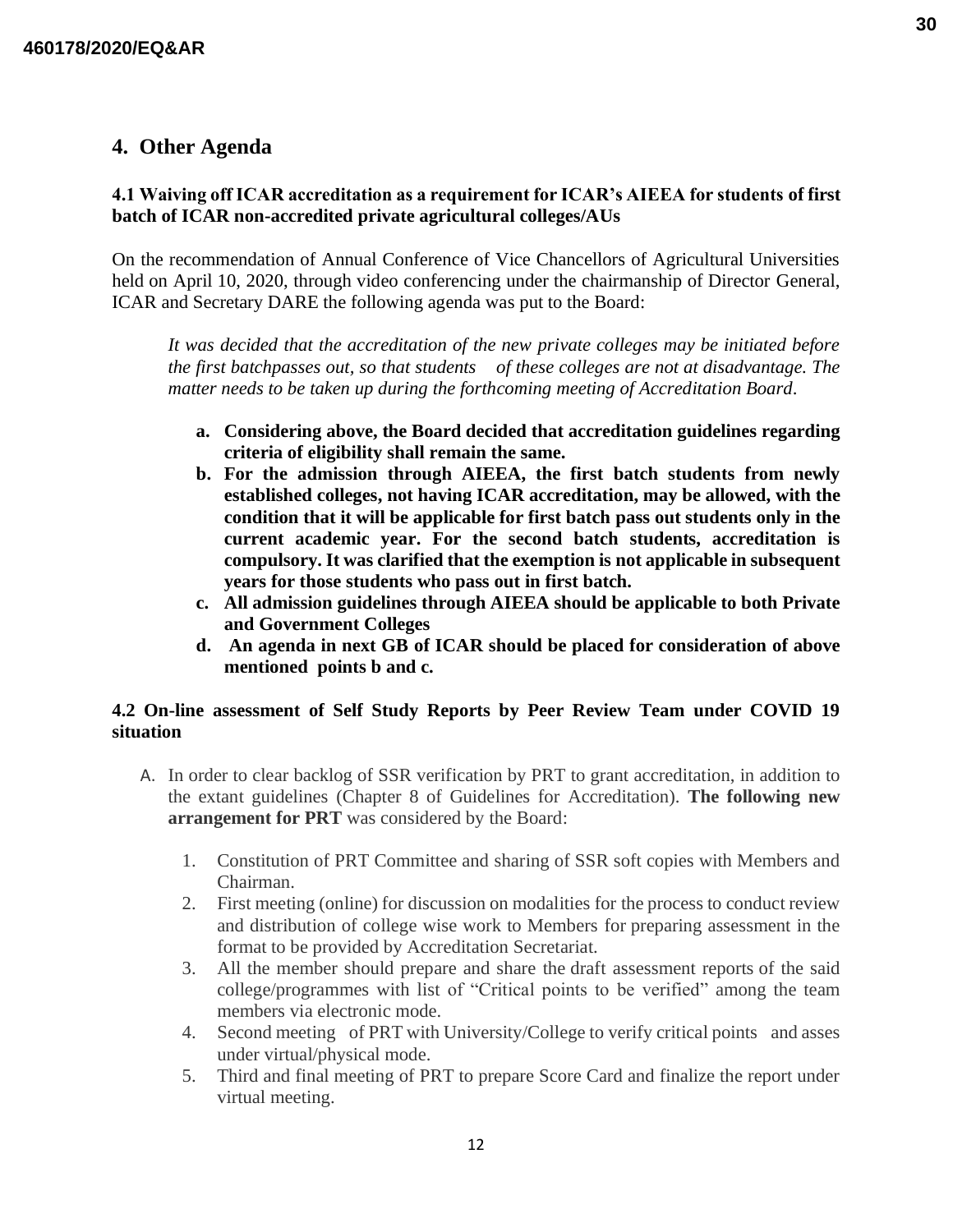## 4. Other Agenda

### 4.1 Waiving off ICAR accreditation as a requirement for ICAR's AIEEA for students of first batch of ICAR non-accredited private agricultural colleges/AUs

On the recommendation of Annual Conference of Vice Chancellors of Agricultural Universities held on April 10, 2020, through video conferencing under the chairmanship of Director General, ICAR and Secretary DARE the following agenda was put to the Board:

*It was decided that the accreditation of the new private colleges may be initiated before the first batchpasses out, so that students of these colleges are not at disadvantage. The matter needs to be taken up during the forthcoming meeting of Accreditation Board.*

a. **Considering above, the Board decided that accreditation guidelines regarding criteria of eligibility shall remain the same.**
b. **For the admission through AIEEA, the first batch students from newly established colleges, not having ICAR accreditation, may be allowed, with the condition that it will be applicable for first batch pass out students only in the current academic year. For the second batch students, accreditation is compulsory. It was clarified that the exemption is not applicable in subsequent years for those students who pass out in first batch.**
c. **All admission guidelines through AIEEA should be applicable to both Private and Government Colleges**
d. **An agenda in next GB of ICAR should be placed for consideration of above mentioned points b and c.**

### 4.2 On-line assessment of Self Study Reports by Peer Review Team under COVID 19 situation

A. In order to clear backlog of SSR verification by PRT to grant accreditation, in addition to the extant guidelines (Chapter 8 of Guidelines for Accreditation). **The following new arrangement for PRT** was considered by the Board:

1. Constitution of PRT Committee and sharing of SSR soft copies with Members and Chairman.
2. First meeting (online) for discussion on modalities for the process to conduct review and distribution of college wise work to Members for preparing assessment in the format to be provided by Accreditation Secretariat.
3. All the member should prepare and share the draft assessment reports of the said college/programmes with list of "Critical points to be verified" among the team members via electronic mode.
4. Second meeting of PRT with University/College to verify critical points and asses under virtual/physical mode.
5. Third and final meeting of PRT to prepare Score Card and finalize the report under virtual meeting.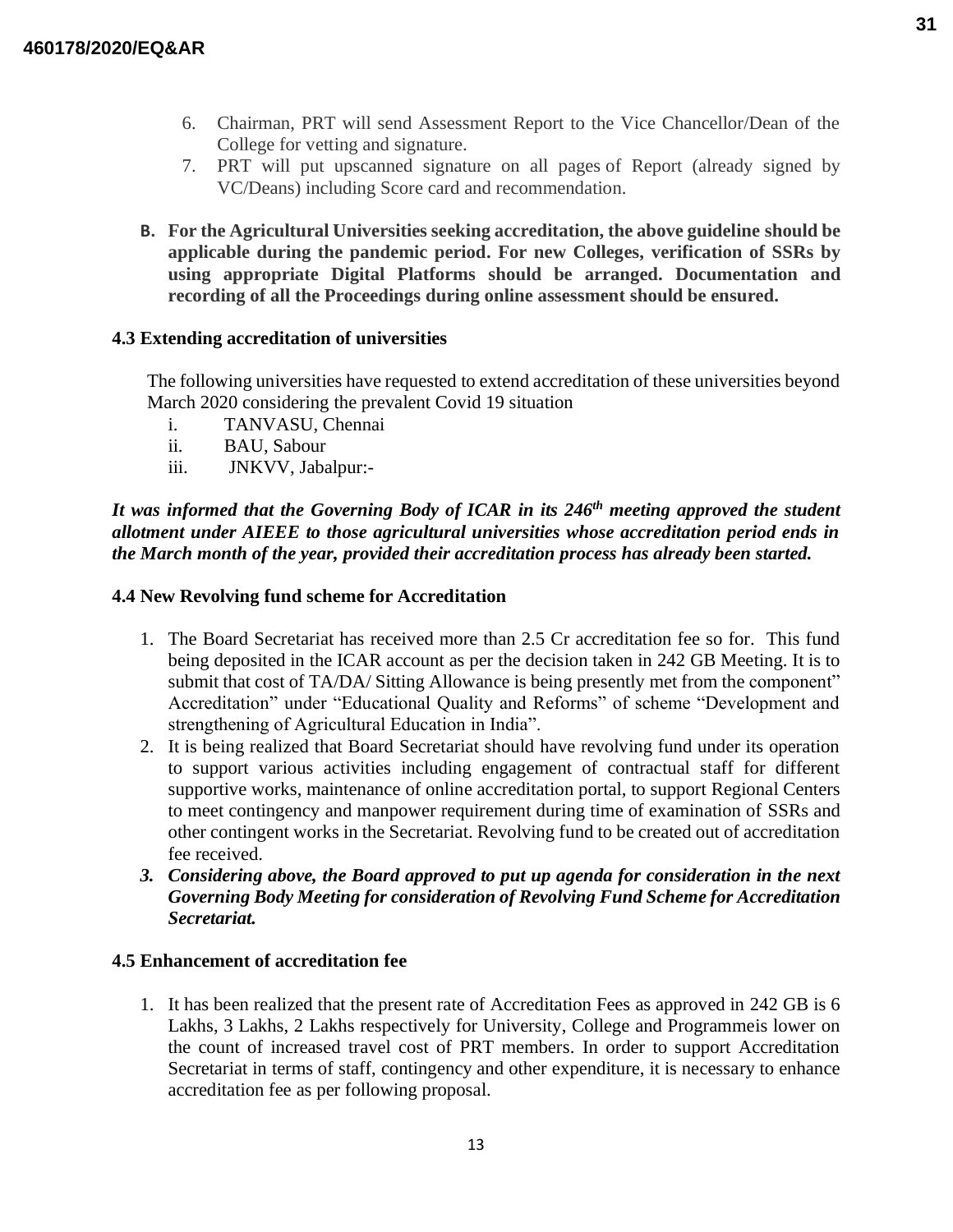6. Chairman, PRT will send Assessment Report to the Vice Chancellor/Dean of the College for vetting and signature.
7. PRT will put upscanned signature on all pages of Report (already signed by VC/Deans) including Score card and recommendation.

**B. For the Agricultural Universities seeking accreditation, the above guideline should be applicable during the pandemic period. For new Colleges, verification of SSRs by using appropriate Digital Platforms should be arranged. Documentation and recording of all the Proceedings during online assessment should be ensured.**

### 4.3 Extending accreditation of universities

The following universities have requested to extend accreditation of these universities beyond March 2020 considering the prevalent Covid 19 situation

i. TANVASU, Chennai
ii. BAU, Sabour
iii. JNKVV, Jabalpur:-

***It was informed that the Governing Body of ICAR in its 246th meeting approved the student allotment under AIEEE to those agricultural universities whose accreditation period ends in the March month of the year, provided their accreditation process has already been started.***

### 4.4 New Revolving fund scheme for Accreditation

1. The Board Secretariat has received more than 2.5 Cr accreditation fee so for. This fund being deposited in the ICAR account as per the decision taken in 242 GB Meeting. It is to submit that cost of TA/DA/ Sitting Allowance is being presently met from the component" Accreditation" under "Educational Quality and Reforms" of scheme "Development and strengthening of Agricultural Education in India".
2. It is being realized that Board Secretariat should have revolving fund under its operation to support various activities including engagement of contractual staff for different supportive works, maintenance of online accreditation portal, to support Regional Centers to meet contingency and manpower requirement during time of examination of SSRs and other contingent works in the Secretariat. Revolving fund to be created out of accreditation fee received.
3. ***Considering above, the Board approved to put up agenda for consideration in the next Governing Body Meeting for consideration of Revolving Fund Scheme for Accreditation Secretariat.***

### 4.5 Enhancement of accreditation fee

1. It has been realized that the present rate of Accreditation Fees as approved in 242 GB is 6 Lakhs, 3 Lakhs, 2 Lakhs respectively for University, College and Programmeis lower on the count of increased travel cost of PRT members. In order to support Accreditation Secretariat in terms of staff, contingency and other expenditure, it is necessary to enhance accreditation fee as per following proposal.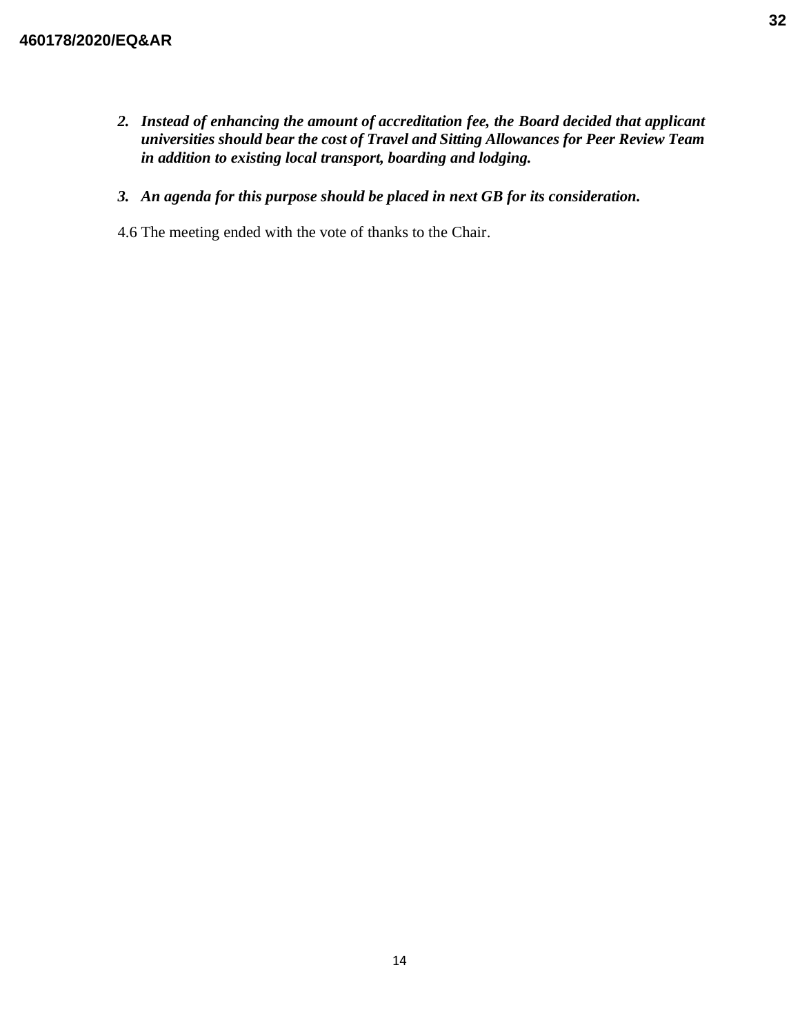2. ***Instead of enhancing the amount of accreditation fee, the Board decided that applicant universities should bear the cost of Travel and Sitting Allowances for Peer Review Team in addition to existing local transport, boarding and lodging.***

3. ***An agenda for this purpose should be placed in next GB for its consideration.***

4.6 The meeting ended with the vote of thanks to the Chair.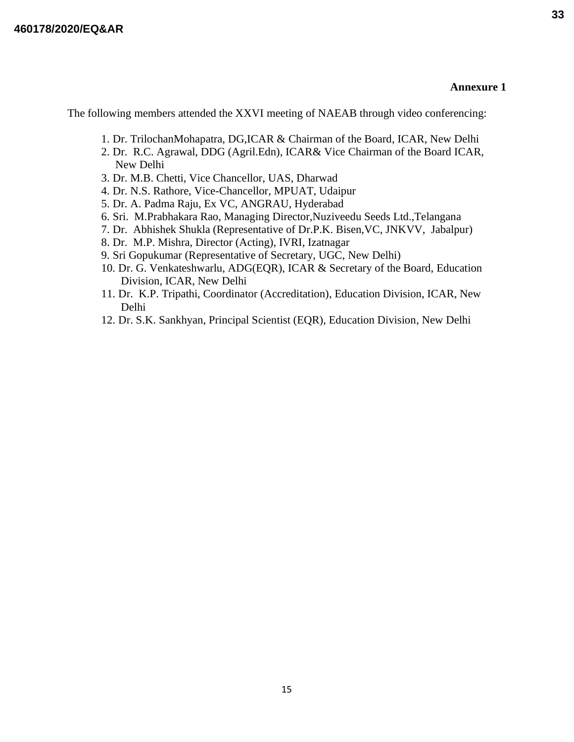**Annexure 1**

The following members attended the XXVI meeting of NAEAB through video conferencing:

1. Dr. TrilochanMohapatra, DG,ICAR & Chairman of the Board, ICAR, New Delhi
2. Dr. R.C. Agrawal, DDG (Agril.Edn), ICAR& Vice Chairman of the Board ICAR, New Delhi
3. Dr. M.B. Chetti, Vice Chancellor, UAS, Dharwad
4. Dr. N.S. Rathore, Vice-Chancellor, MPUAT, Udaipur
5. Dr. A. Padma Raju, Ex VC, ANGRAU, Hyderabad
6. Sri. M.Prabhakara Rao, Managing Director,Nuziveedu Seeds Ltd.,Telangana
7. Dr. Abhishek Shukla (Representative of Dr.P.K. Bisen,VC, JNKVV, Jabalpur)
8. Dr. M.P. Mishra, Director (Acting), IVRI, Izatnagar
9. Sri Gopukumar (Representative of Secretary, UGC, New Delhi)
10. Dr. G. Venkateshwarlu, ADG(EQR), ICAR & Secretary of the Board, Education Division, ICAR, New Delhi
11. Dr. K.P. Tripathi, Coordinator (Accreditation), Education Division, ICAR, New Delhi
12. Dr. S.K. Sankhyan, Principal Scientist (EQR), Education Division, New Delhi